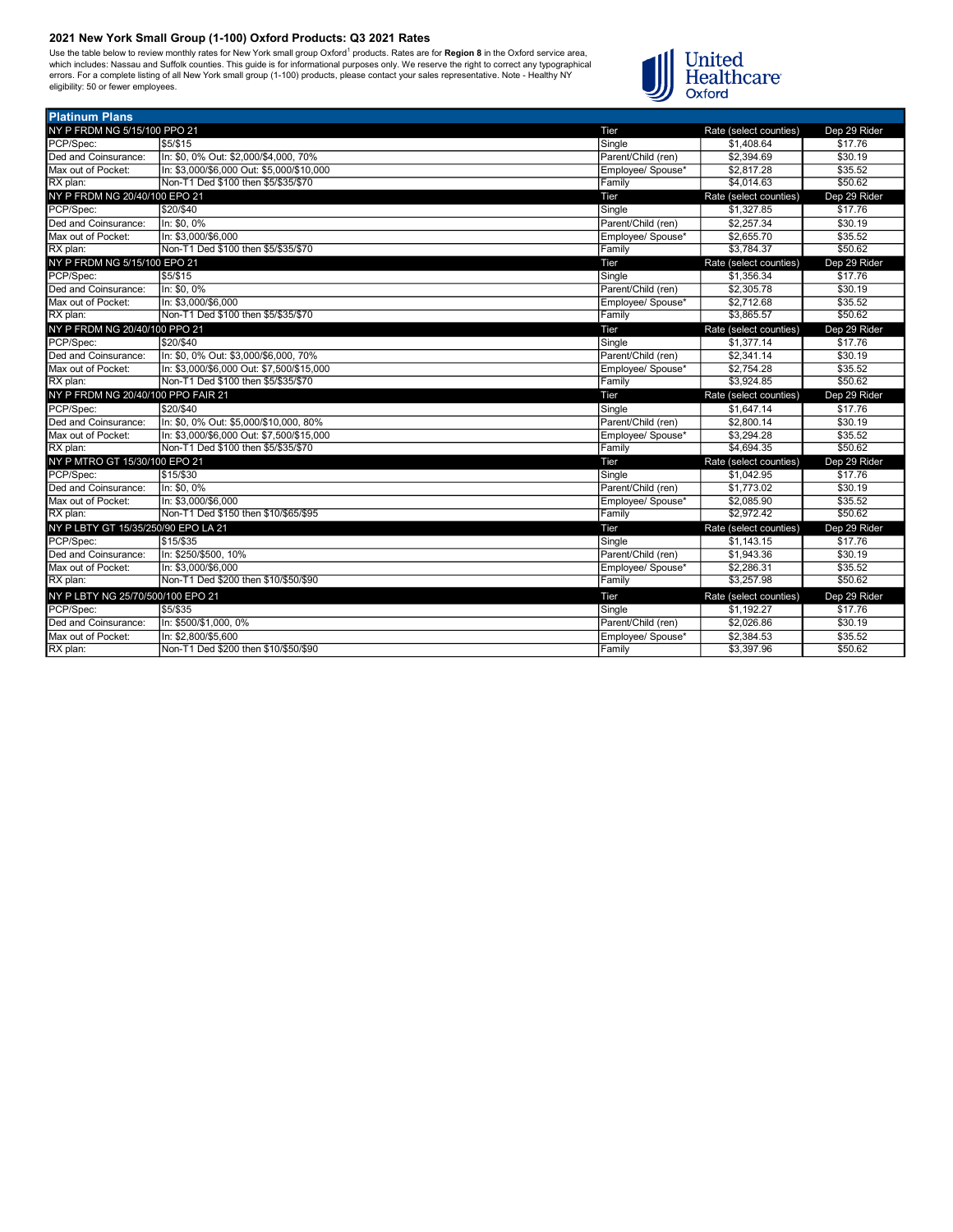# 2021 New York Small Group (1-100) Oxford Products: Q3 2021 Rates

Use the table below to review monthly rates for New York small group Oxford[1] products. Rates are for **Region 8** in the Oxford service area, which includes: Nassau and Suffolk counties. This guide is for informational purposes only. We reserve the right to correct any typographical errors. For a complete listing of all New York small group (1-100) products, please contact your sales representative. Note - Healthy NY eligibility: 50 or fewer employees.

## Platinum Plans

| NY P FRDM NG 5/15/100 PPO 21 | | Tier | Rate (select counties) | Dep 29 Rider |
|---|---|---|---|---|
| PCP/Spec: | $5/$15 | Single | $1,408.64 | $17.76 |
| Ded and Coinsurance: | In: $0, 0% Out: $2,000/$4,000, 70% | Parent/Child (ren) | $2,394.69 | $30.19 |
| Max out of Pocket: | In: $3,000/$6,000 Out: $5,000/$10,000 | Employee/ Spouse* | $2,817.28 | $35.52 |
| RX plan: | Non-T1 Ded $100 then $5/$35/$70 | Family | $4,014.63 | $50.62 |
| **NY P FRDM NG 20/40/100 EPO 21** | | **Tier** | **Rate (select counties)** | **Dep 29 Rider** |
| PCP/Spec: | $20/$40 | Single | $1,327.85 | $17.76 |
| Ded and Coinsurance: | In: $0, 0% | Parent/Child (ren) | $2,257.34 | $30.19 |
| Max out of Pocket: | In: $3,000/$6,000 | Employee/ Spouse* | $2,655.70 | $35.52 |
| RX plan: | Non-T1 Ded $100 then $5/$35/$70 | Family | $3,784.37 | $50.62 |
| **NY P FRDM NG 5/15/100 EPO 21** | | **Tier** | **Rate (select counties)** | **Dep 29 Rider** |
| PCP/Spec: | $5/$15 | Single | $1,356.34 | $17.76 |
| Ded and Coinsurance: | In: $0, 0% | Parent/Child (ren) | $2,305.78 | $30.19 |
| Max out of Pocket: | In: $3,000/$6,000 | Employee/ Spouse* | $2,712.68 | $35.52 |
| RX plan: | Non-T1 Ded $100 then $5/$35/$70 | Family | $3,865.57 | $50.62 |
| **NY P FRDM NG 20/40/100 PPO 21** | | **Tier** | **Rate (select counties)** | **Dep 29 Rider** |
| PCP/Spec: | $20/$40 | Single | $1,377.14 | $17.76 |
| Ded and Coinsurance: | In: $0, 0% Out: $3,000/$6,000, 70% | Parent/Child (ren) | $2,341.14 | $30.19 |
| Max out of Pocket: | In: $3,000/$6,000 Out: $7,500/$15,000 | Employee/ Spouse* | $2,754.28 | $35.52 |
| RX plan: | Non-T1 Ded $100 then $5/$35/$70 | Family | $3,924.85 | $50.62 |
| **NY P FRDM NG 20/40/100 PPO FAIR 21** | | **Tier** | **Rate (select counties)** | **Dep 29 Rider** |
| PCP/Spec: | $20/$40 | Single | $1,647.14 | $17.76 |
| Ded and Coinsurance: | In: $0, 0% Out: $5,000/$10,000, 80% | Parent/Child (ren) | $2,800.14 | $30.19 |
| Max out of Pocket: | In: $3,000/$6,000 Out: $7,500/$15,000 | Employee/ Spouse* | $3,294.28 | $35.52 |
| RX plan: | Non-T1 Ded $100 then $5/$35/$70 | Family | $4,694.35 | $50.62 |
| **NY P MTRO GT 15/30/100 EPO 21** | | **Tier** | **Rate (select counties)** | **Dep 29 Rider** |
| PCP/Spec: | $15/$30 | Single | $1,042.95 | $17.76 |
| Ded and Coinsurance: | In: $0, 0% | Parent/Child (ren) | $1,773.02 | $30.19 |
| Max out of Pocket: | In: $3,000/$6,000 | Employee/ Spouse* | $2,085.90 | $35.52 |
| RX plan: | Non-T1 Ded $150 then $10/$65/$95 | Family | $2,972.42 | $50.62 |
| **NY P LBTY GT 15/35/250/90 EPO LA 21** | | **Tier** | **Rate (select counties)** | **Dep 29 Rider** |
| PCP/Spec: | $15/$35 | Single | $1,143.15 | $17.76 |
| Ded and Coinsurance: | In: $250/$500, 10% | Parent/Child (ren) | $1,943.36 | $30.19 |
| Max out of Pocket: | In: $3,000/$6,000 | Employee/ Spouse* | $2,286.31 | $35.52 |
| RX plan: | Non-T1 Ded $200 then $10/$50/$90 | Family | $3,257.98 | $50.62 |
| **NY P LBTY NG 25/70/500/100 EPO 21** | | **Tier** | **Rate (select counties)** | **Dep 29 Rider** |
| PCP/Spec: | $5/$35 | Single | $1,192.27 | $17.76 |
| Ded and Coinsurance: | In: $500/$1,000, 0% | Parent/Child (ren) | $2,026.86 | $30.19 |
| Max out of Pocket: | In: $2,800/$5,600 | Employee/ Spouse* | $2,384.53 | $35.52 |
| RX plan: | Non-T1 Ded $200 then $10/$50/$90 | Family | $3,397.96 | $50.62 |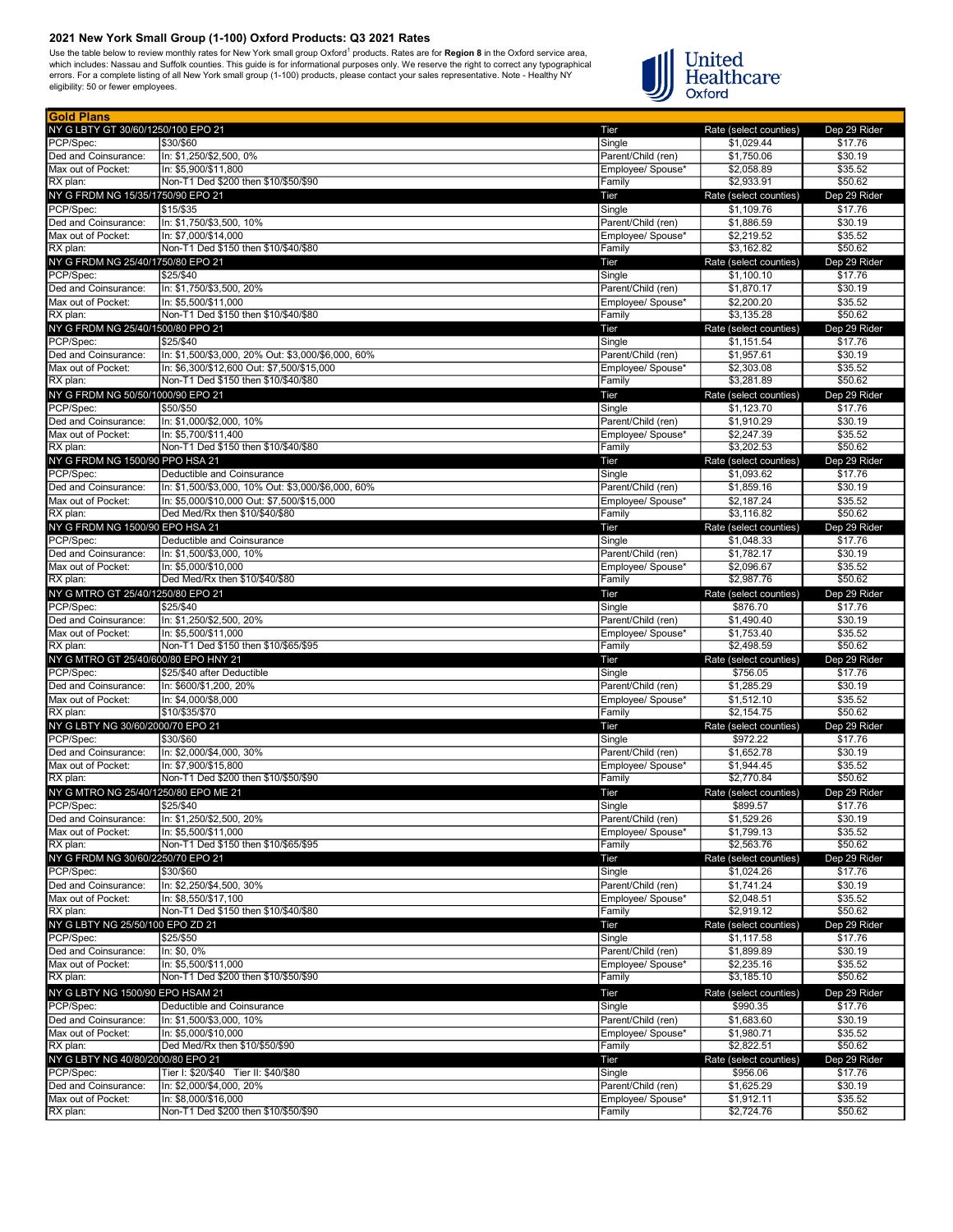## 2021 New York Small Group (1-100) Oxford Products: Q3 2021 Rates

Use the table below to review monthly rates for New York small group Oxford[1] products. Rates are for **Region 8** in the Oxford service area, which includes: Nassau and Suffolk counties. This guide is for informational purposes only. We reserve the right to correct any typographical errors. For a complete listing of all New York small group (1-100) products, please contact your sales representative. Note - Healthy NY eligibility: 50 or fewer employees.

United Healthcare Oxford

| Gold Plans | | | | |
|---|---|---|---|---|
| NY G LBTY GT 30/60/1250/100 EPO 21 | | Tier | Rate (select counties) | Dep 29 Rider |
| PCP/Spec: | $30/$60 | Single | $1,029.44 | $17.76 |
| Ded and Coinsurance: | In: $1,250/$2,500, 0% | Parent/Child (ren) | $1,750.06 | $30.19 |
| Max out of Pocket: | In: $5,900/$11,800 | Employee/ Spouse* | $2,058.89 | $35.52 |
| RX plan: | Non-T1 Ded $200 then $10/$50/$90 | Family | $2,933.91 | $50.62 |
| NY G FRDM NG 15/35/1750/90 EPO 21 | | Tier | Rate (select counties) | Dep 29 Rider |
| PCP/Spec: | $15/$35 | Single | $1,109.76 | $17.76 |
| Ded and Coinsurance: | In: $1,750/$3,500, 10% | Parent/Child (ren) | $1,886.59 | $30.19 |
| Max out of Pocket: | In: $7,000/$14,000 | Employee/ Spouse* | $2,219.52 | $35.52 |
| RX plan: | Non-T1 Ded $150 then $10/$40/$80 | Family | $3,162.82 | $50.62 |
| NY G FRDM NG 25/40/1750/80 EPO 21 | | Tier | Rate (select counties) | Dep 29 Rider |
| PCP/Spec: | $25/$40 | Single | $1,100.10 | $17.76 |
| Ded and Coinsurance: | In: $1,750/$3,500, 20% | Parent/Child (ren) | $1,870.17 | $30.19 |
| Max out of Pocket: | In: $5,500/$11,000 | Employee/ Spouse* | $2,200.20 | $35.52 |
| RX plan: | Non-T1 Ded $150 then $10/$40/$80 | Family | $3,135.28 | $50.62 |
| NY G FRDM NG 25/40/1500/80 PPO 21 | | Tier | Rate (select counties) | Dep 29 Rider |
| PCP/Spec: | $25/$40 | Single | $1,151.54 | $17.76 |
| Ded and Coinsurance: | In: $1,500/$3,000, 20% Out: $3,000/$6,000, 60% | Parent/Child (ren) | $1,957.61 | $30.19 |
| Max out of Pocket: | In: $6,300/$12,600 Out: $7,500/$15,000 | Employee/ Spouse* | $2,303.08 | $35.52 |
| RX plan: | Non-T1 Ded $150 then $10/$40/$80 | Family | $3,281.89 | $50.62 |
| NY G FRDM NG 50/50/1000/90 EPO 21 | | Tier | Rate (select counties) | Dep 29 Rider |
| PCP/Spec: | $50/$50 | Single | $1,123.70 | $17.76 |
| Ded and Coinsurance: | In: $1,000/$2,000, 10% | Parent/Child (ren) | $1,910.29 | $30.19 |
| Max out of Pocket: | In: $5,700/$11,400 | Employee/ Spouse* | $2,247.39 | $35.52 |
| RX plan: | Non-T1 Ded $150 then $10/$40/$80 | Family | $3,202.53 | $50.62 |
| NY G FRDM NG 1500/90 PPO HSA 21 | | Tier | Rate (select counties) | Dep 29 Rider |
| PCP/Spec: | Deductible and Coinsurance | Single | $1,093.62 | $17.76 |
| Ded and Coinsurance: | In: $1,500/$3,000, 10% Out: $3,000/$6,000, 60% | Parent/Child (ren) | $1,859.16 | $30.19 |
| Max out of Pocket: | In: $5,000/$10,000 Out: $7,500/$15,000 | Employee/ Spouse* | $2,187.24 | $35.52 |
| RX plan: | Ded Med/Rx then $10/$40/$80 | Family | $3,116.82 | $50.62 |
| NY G FRDM NG 1500/90 EPO HSA 21 | | Tier | Rate (select counties) | Dep 29 Rider |
| PCP/Spec: | Deductible and Coinsurance | Single | $1,048.33 | $17.76 |
| Ded and Coinsurance: | In: $1,500/$3,000, 10% | Parent/Child (ren) | $1,782.17 | $30.19 |
| Max out of Pocket: | In: $5,000/$10,000 | Employee/ Spouse* | $2,096.67 | $35.52 |
| RX plan: | Ded Med/Rx then $10/$40/$80 | Family | $2,987.76 | $50.62 |
| NY G MTRO GT 25/40/1250/80 EPO 21 | | Tier | Rate (select counties) | Dep 29 Rider |
| PCP/Spec: | $25/$40 | Single | $876.70 | $17.76 |
| Ded and Coinsurance: | In: $1,250/$2,500, 20% | Parent/Child (ren) | $1,490.40 | $30.19 |
| Max out of Pocket: | In: $5,500/$11,000 | Employee/ Spouse* | $1,753.40 | $35.52 |
| RX plan: | Non-T1 Ded $150 then $10/$65/$95 | Family | $2,498.59 | $50.62 |
| NY G MTRO GT 25/40/600/80 EPO HNY 21 | | Tier | Rate (select counties) | Dep 29 Rider |
| PCP/Spec: | $25/$40 after Deductible | Single | $756.05 | $17.76 |
| Ded and Coinsurance: | In: $600/$1,200, 20% | Parent/Child (ren) | $1,285.29 | $30.19 |
| Max out of Pocket: | In: $4,000/$8,000 | Employee/ Spouse* | $1,512.10 | $35.52 |
| RX plan: | $10/$35/$70 | Family | $2,154.75 | $50.62 |
| NY G LBTY NG 30/60/2000/70 EPO 21 | | Tier | Rate (select counties) | Dep 29 Rider |
| PCP/Spec: | $30/$60 | Single | $972.22 | $17.76 |
| Ded and Coinsurance: | In: $2,000/$4,000, 30% | Parent/Child (ren) | $1,652.78 | $30.19 |
| Max out of Pocket: | In: $7,900/$15,800 | Employee/ Spouse* | $1,944.45 | $35.52 |
| RX plan: | Non-T1 Ded $200 then $10/$50/$90 | Family | $2,770.84 | $50.62 |
| NY G MTRO NG 25/40/1250/80 EPO ME 21 | | Tier | Rate (select counties) | Dep 29 Rider |
| PCP/Spec: | $25/$40 | Single | $899.57 | $17.76 |
| Ded and Coinsurance: | In: $1,250/$2,500, 20% | Parent/Child (ren) | $1,529.26 | $30.19 |
| Max out of Pocket: | In: $5,500/$11,000 | Employee/ Spouse* | $1,799.13 | $35.52 |
| RX plan: | Non-T1 Ded $150 then $10/$65/$95 | Family | $2,563.76 | $50.62 |
| NY G FRDM NG 30/60/2250/70 EPO 21 | | Tier | Rate (select counties) | Dep 29 Rider |
| PCP/Spec: | $30/$60 | Single | $1,024.26 | $17.76 |
| Ded and Coinsurance: | In: $2,250/$4,500, 30% | Parent/Child (ren) | $1,741.24 | $30.19 |
| Max out of Pocket: | In: $8,550/$17,100 | Employee/ Spouse* | $2,048.51 | $35.52 |
| RX plan: | Non-T1 Ded $150 then $10/$40/$80 | Family | $2,919.12 | $50.62 |
| NY G LBTY NG 25/50/100 EPO ZD 21 | | Tier | Rate (select counties) | Dep 29 Rider |
| PCP/Spec: | $25/$50 | Single | $1,117.58 | $17.76 |
| Ded and Coinsurance: | In: $0, 0% | Parent/Child (ren) | $1,899.89 | $30.19 |
| Max out of Pocket: | In: $5,500/$11,000 | Employee/ Spouse* | $2,235.16 | $35.52 |
| RX plan: | Non-T1 Ded $200 then $10/$50/$90 | Family | $3,185.10 | $50.62 |
| NY G LBTY NG 1500/90 EPO HSAM 21 | | Tier | Rate (select counties) | Dep 29 Rider |
| PCP/Spec: | Deductible and Coinsurance | Single | $990.35 | $17.76 |
| Ded and Coinsurance: | In: $1,500/$3,000, 10% | Parent/Child (ren) | $1,683.60 | $30.19 |
| Max out of Pocket: | In: $5,000/$10,000 | Employee/ Spouse* | $1,980.71 | $35.52 |
| RX plan: | Ded Med/Rx then $10/$50/$90 | Family | $2,822.51 | $50.62 |
| NY G LBTY NG 40/80/2000/80 EPO 21 | | Tier | Rate (select counties) | Dep 29 Rider |
| PCP/Spec: | Tier I: $20/$40 Tier II: $40/$80 | Single | $956.06 | $17.76 |
| Ded and Coinsurance: | In: $2,000/$4,000, 20% | Parent/Child (ren) | $1,625.29 | $30.19 |
| Max out of Pocket: | In: $8,000/$16,000 | Employee/ Spouse* | $1,912.11 | $35.52 |
| RX plan: | Non-T1 Ded $200 then $10/$50/$90 | Family | $2,724.76 | $50.62 |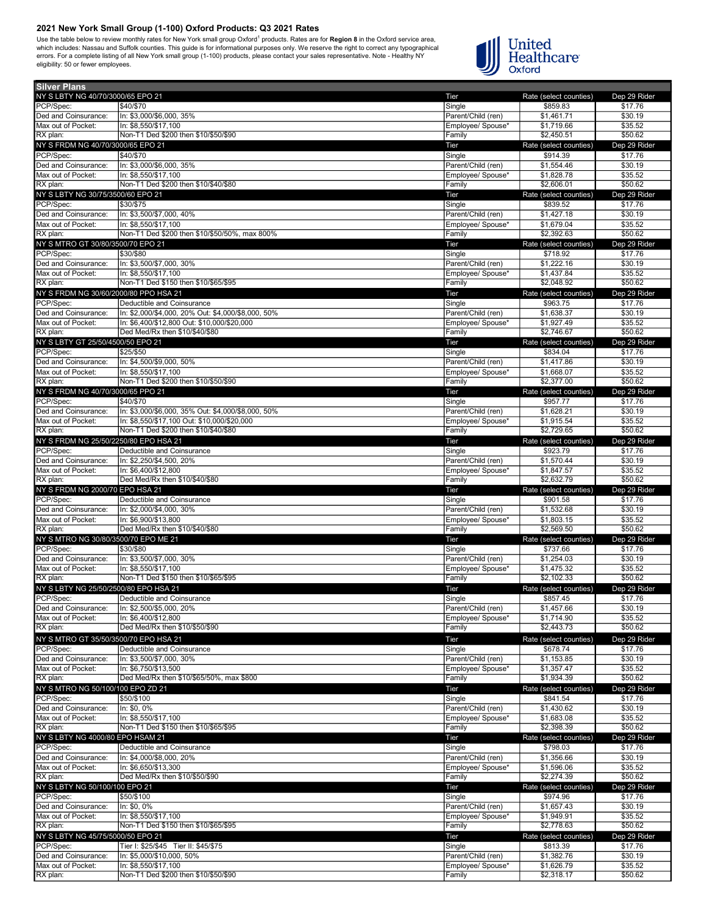## 2021 New York Small Group (1-100) Oxford Products: Q3 2021 Rates

Use the table below to review monthly rates for New York small group Oxford[1] products. Rates are for **Region 8** in the Oxford service area, which includes: Nassau and Suffolk counties. This guide is for informational purposes only. We reserve the right to correct any typographical errors. For a complete listing of all New York small group (1-100) products, please contact your sales representative. Note - Healthy NY eligibility: 50 or fewer employees.

### Silver Plans

| NY S LBTY NG 40/70/3000/65 EPO 21 | | Tier | Rate (select counties) | Dep 29 Rider |
|---|---|---|---|---|
| PCP/Spec: | $40/$70 | Single | $859.83 | $17.76 |
| Ded and Coinsurance: | In: $3,000/$6,000, 35% | Parent/Child (ren) | $1,461.71 | $30.19 |
| Max out of Pocket: | In: $8,550/$17,100 | Employee/ Spouse* | $1,719.66 | $35.52 |
| RX plan: | Non-T1 Ded $200 then $10/$50/$90 | Family | $2,450.51 | $50.62 |
| **NY S FRDM NG 40/70/3000/65 EPO 21** | | **Tier** | **Rate (select counties)** | **Dep 29 Rider** |
| PCP/Spec: | $40/$70 | Single | $914.39 | $17.76 |
| Ded and Coinsurance: | In: $3,000/$6,000, 35% | Parent/Child (ren) | $1,554.46 | $30.19 |
| Max out of Pocket: | In: $8,550/$17,100 | Employee/ Spouse* | $1,828.78 | $35.52 |
| RX plan: | Non-T1 Ded $200 then $10/$40/$80 | Family | $2,606.01 | $50.62 |
| **NY S LBTY NG 30/75/3500/60 EPO 21** | | **Tier** | **Rate (select counties)** | **Dep 29 Rider** |
| PCP/Spec: | $30/$75 | Single | $839.52 | $17.76 |
| Ded and Coinsurance: | In: $3,500/$7,000, 40% | Parent/Child (ren) | $1,427.18 | $30.19 |
| Max out of Pocket: | In: $8,550/$17,100 | Employee/ Spouse* | $1,679.04 | $35.52 |
| RX plan: | Non-T1 Ded $200 then $10/$50/50%, max 800% | Family | $2,392.63 | $50.62 |
| **NY S MTRO GT 30/80/3500/70 EPO 21** | | **Tier** | **Rate (select counties)** | **Dep 29 Rider** |
| PCP/Spec: | $30/$80 | Single | $718.92 | $17.76 |
| Ded and Coinsurance: | In: $3,500/$7,000, 30% | Parent/Child (ren) | $1,222.16 | $30.19 |
| Max out of Pocket: | In: $8,550/$17,100 | Employee/ Spouse* | $1,437.84 | $35.52 |
| RX plan: | Non-T1 Ded $150 then $10/$65/$95 | Family | $2,048.92 | $50.62 |
| **NY S FRDM NG 30/60/2000/80 PPO HSA 21** | | **Tier** | **Rate (select counties)** | **Dep 29 Rider** |
| PCP/Spec: | Deductible and Coinsurance | Single | $963.75 | $17.76 |
| Ded and Coinsurance: | In: $2,000/$4,000, 20% Out: $4,000/$8,000, 50% | Parent/Child (ren) | $1,638.37 | $30.19 |
| Max out of Pocket: | In: $6,400/$12,800 Out: $10,000/$20,000 | Employee/ Spouse* | $1,927.49 | $35.52 |
| RX plan: | Ded Med/Rx then $10/$40/$80 | Family | $2,746.67 | $50.62 |
| **NY S LBTY GT 25/50/4500/50 EPO 21** | | **Tier** | **Rate (select counties)** | **Dep 29 Rider** |
| PCP/Spec: | $25/$50 | Single | $834.04 | $17.76 |
| Ded and Coinsurance: | In: $4,500/$9,000, 50% | Parent/Child (ren) | $1,417.86 | $30.19 |
| Max out of Pocket: | In: $8,550/$17,100 | Employee/ Spouse* | $1,668.07 | $35.52 |
| RX plan: | Non-T1 Ded $200 then $10/$50/$90 | Family | $2,377.00 | $50.62 |
| **NY S FRDM NG 40/70/3000/65 PPO 21** | | **Tier** | **Rate (select counties)** | **Dep 29 Rider** |
| PCP/Spec: | $40/$70 | Single | $957.77 | $17.76 |
| Ded and Coinsurance: | In: $3,000/$6,000, 35% Out: $4,000/$8,000, 50% | Parent/Child (ren) | $1,628.21 | $30.19 |
| Max out of Pocket: | In: $8,550/$17,100 Out: $10,000/$20,000 | Employee/ Spouse* | $1,915.54 | $35.52 |
| RX plan: | Non-T1 Ded $200 then $10/$40/$80 | Family | $2,729.65 | $50.62 |
| **NY S FRDM NG 25/50/2250/80 EPO HSA 21** | | **Tier** | **Rate (select counties)** | **Dep 29 Rider** |
| PCP/Spec: | Deductible and Coinsurance | Single | $923.79 | $17.76 |
| Ded and Coinsurance: | In: $2,250/$4,500, 20% | Parent/Child (ren) | $1,570.44 | $30.19 |
| Max out of Pocket: | In: $6,400/$12,800 | Employee/ Spouse* | $1,847.57 | $35.52 |
| RX plan: | Ded Med/Rx then $10/$40/$80 | Family | $2,632.79 | $50.62 |
| **NY S FRDM NG 2000/70 EPO HSA 21** | | **Tier** | **Rate (select counties)** | **Dep 29 Rider** |
| PCP/Spec: | Deductible and Coinsurance | Single | $901.58 | $17.76 |
| Ded and Coinsurance: | In: $2,000/$4,000, 30% | Parent/Child (ren) | $1,532.68 | $30.19 |
| Max out of Pocket: | In: $6,900/$13,800 | Employee/ Spouse* | $1,803.15 | $35.52 |
| RX plan: | Ded Med/Rx then $10/$40/$80 | Family | $2,569.50 | $50.62 |
| **NY S MTRO NG 30/80/3500/70 EPO ME 21** | | **Tier** | **Rate (select counties)** | **Dep 29 Rider** |
| PCP/Spec: | $30/$80 | Single | $737.66 | $17.76 |
| Ded and Coinsurance: | In: $3,500/$7,000, 30% | Parent/Child (ren) | $1,254.03 | $30.19 |
| Max out of Pocket: | In: $8,550/$17,100 | Employee/ Spouse* | $1,475.32 | $35.52 |
| RX plan: | Non-T1 Ded $150 then $10/$65/$95 | Family | $2,102.33 | $50.62 |
| **NY S LBTY NG 25/50/2500/80 EPO HSA 21** | | **Tier** | **Rate (select counties)** | **Dep 29 Rider** |
| PCP/Spec: | Deductible and Coinsurance | Single | $857.45 | $17.76 |
| Ded and Coinsurance: | In: $2,500/$5,000, 20% | Parent/Child (ren) | $1,457.66 | $30.19 |
| Max out of Pocket: | In: $6,400/$12,800 | Employee/ Spouse* | $1,714.90 | $35.52 |
| RX plan: | Ded Med/Rx then $10/$50/$90 | Family | $2,443.73 | $50.62 |
| **NY S MTRO GT 35/50/3500/70 EPO HSA 21** | | **Tier** | **Rate (select counties)** | **Dep 29 Rider** |
| PCP/Spec: | Deductible and Coinsurance | Single | $678.74 | $17.76 |
| Ded and Coinsurance: | In: $3,500/$7,000, 30% | Parent/Child (ren) | $1,153.85 | $30.19 |
| Max out of Pocket: | In: $6,750/$13,500 | Employee/ Spouse* | $1,357.47 | $35.52 |
| RX plan: | Ded Med/Rx then $10/$65/50%, max $800 | Family | $1,934.39 | $50.62 |
| **NY S MTRO NG 50/100/100 EPO ZD 21** | | **Tier** | **Rate (select counties)** | **Dep 29 Rider** |
| PCP/Spec: | $50/$100 | Single | $841.54 | $17.76 |
| Ded and Coinsurance: | In: $0, 0% | Parent/Child (ren) | $1,430.62 | $30.19 |
| Max out of Pocket: | In: $8,550/$17,100 | Employee/ Spouse* | $1,683.08 | $35.52 |
| RX plan: | Non-T1 Ded $150 then $10/$65/$95 | Family | $2,398.39 | $50.62 |
| **NY S LBTY NG 4000/80 EPO HSAM 21** | | **Tier** | **Rate (select counties)** | **Dep 29 Rider** |
| PCP/Spec: | Deductible and Coinsurance | Single | $798.03 | $17.76 |
| Ded and Coinsurance: | In: $4,000/$8,000, 20% | Parent/Child (ren) | $1,356.66 | $30.19 |
| Max out of Pocket: | In: $6,650/$13,300 | Employee/ Spouse* | $1,596.06 | $35.52 |
| RX plan: | Ded Med/Rx then $10/$50/$90 | Family | $2,274.39 | $50.62 |
| **NY S LBTY NG 50/100/100 EPO 21** | | **Tier** | **Rate (select counties)** | **Dep 29 Rider** |
| PCP/Spec: | $50/$100 | Single | $974.96 | $17.76 |
| Ded and Coinsurance: | In: $0, 0% | Parent/Child (ren) | $1,657.43 | $30.19 |
| Max out of Pocket: | In: $8,550/$17,100 | Employee/ Spouse* | $1,949.91 | $35.52 |
| RX plan: | Non-T1 Ded $150 then $10/$65/$95 | Family | $2,778.63 | $50.62 |
| **NY S LBTY NG 45/75/5000/50 EPO 21** | | **Tier** | **Rate (select counties)** | **Dep 29 Rider** |
| PCP/Spec: | Tier I: $25/$45 Tier II: $45/$75 | Single | $813.39 | $17.76 |
| Ded and Coinsurance: | In: $5,000/$10,000, 50% | Parent/Child (ren) | $1,382.76 | $30.19 |
| Max out of Pocket: | In: $8,550/$17,100 | Employee/ Spouse* | $1,626.79 | $35.52 |
| RX plan: | Non-T1 Ded $200 then $10/$50/$90 | Family | $2,318.17 | $50.62 |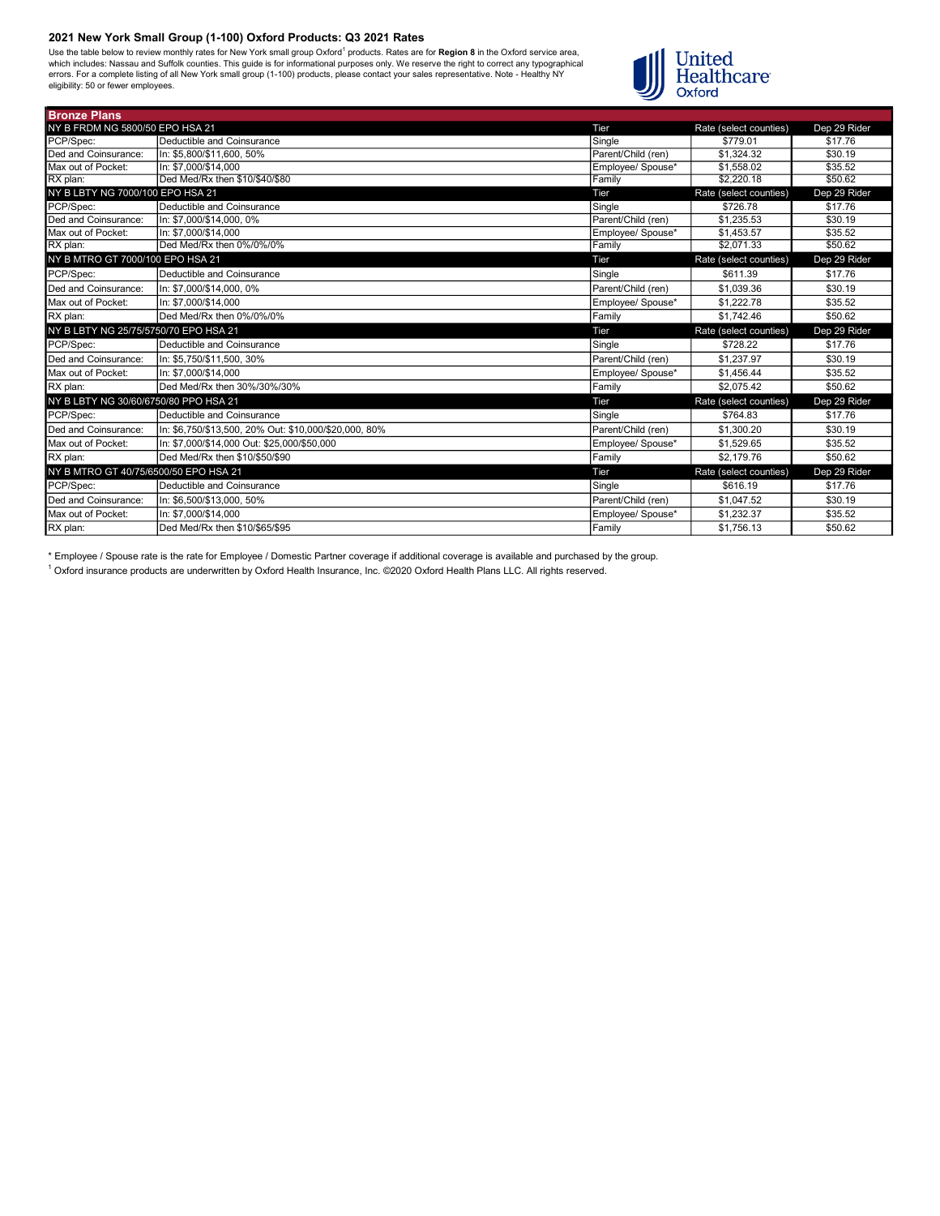## 2021 New York Small Group (1-100) Oxford Products: Q3 2021 Rates

Use the table below to review monthly rates for New York small group Oxford[1] products. Rates are for **Region 8** in the Oxford service area, which includes: Nassau and Suffolk counties. This guide is for informational purposes only. We reserve the right to correct any typographical errors. For a complete listing of all New York small group (1-100) products, please contact your sales representative. Note - Healthy NY eligibility: 50 or fewer employees.

| **Bronze Plans** | | | | |
|---|---|---|---|---|
| NY B FRDM NG 5800/50 EPO HSA 21 | | Tier | Rate (select counties) | Dep 29 Rider |
| PCP/Spec: | Deductible and Coinsurance | Single | $779.01 | $17.76 |
| Ded and Coinsurance: | In: $5,800/$11,600, 50% | Parent/Child (ren) | $1,324.32 | $30.19 |
| Max out of Pocket: | In: $7,000/$14,000 | Employee/ Spouse* | $1,558.02 | $35.52 |
| RX plan: | Ded Med/Rx then $10/$40/$80 | Family | $2,220.18 | $50.62 |
| NY B LBTY NG 7000/100 EPO HSA 21 | | Tier | Rate (select counties) | Dep 29 Rider |
| PCP/Spec: | Deductible and Coinsurance | Single | $726.78 | $17.76 |
| Ded and Coinsurance: | In: $7,000/$14,000, 0% | Parent/Child (ren) | $1,235.53 | $30.19 |
| Max out of Pocket: | In: $7,000/$14,000 | Employee/ Spouse* | $1,453.57 | $35.52 |
| RX plan: | Ded Med/Rx then 0%/0%/0% | Family | $2,071.33 | $50.62 |
| NY B MTRO GT 7000/100 EPO HSA 21 | | Tier | Rate (select counties) | Dep 29 Rider |
| PCP/Spec: | Deductible and Coinsurance | Single | $611.39 | $17.76 |
| Ded and Coinsurance: | In: $7,000/$14,000, 0% | Parent/Child (ren) | $1,039.36 | $30.19 |
| Max out of Pocket: | In: $7,000/$14,000 | Employee/ Spouse* | $1,222.78 | $35.52 |
| RX plan: | Ded Med/Rx then 0%/0%/0% | Family | $1,742.46 | $50.62 |
| NY B LBTY NG 25/75/5750/70 EPO HSA 21 | | Tier | Rate (select counties) | Dep 29 Rider |
| PCP/Spec: | Deductible and Coinsurance | Single | $728.22 | $17.76 |
| Ded and Coinsurance: | In: $5,750/$11,500, 30% | Parent/Child (ren) | $1,237.97 | $30.19 |
| Max out of Pocket: | In: $7,000/$14,000 | Employee/ Spouse* | $1,456.44 | $35.52 |
| RX plan: | Ded Med/Rx then 30%/30%/30% | Family | $2,075.42 | $50.62 |
| NY B LBTY NG 30/60/6750/80 PPO HSA 21 | | Tier | Rate (select counties) | Dep 29 Rider |
| PCP/Spec: | Deductible and Coinsurance | Single | $764.83 | $17.76 |
| Ded and Coinsurance: | In: $6,750/$13,500, 20% Out: $10,000/$20,000, 80% | Parent/Child (ren) | $1,300.20 | $30.19 |
| Max out of Pocket: | In: $7,000/$14,000 Out: $25,000/$50,000 | Employee/ Spouse* | $1,529.65 | $35.52 |
| RX plan: | Ded Med/Rx then $10/$50/$90 | Family | $2,179.76 | $50.62 |
| NY B MTRO GT 40/75/6500/50 EPO HSA 21 | | Tier | Rate (select counties) | Dep 29 Rider |
| PCP/Spec: | Deductible and Coinsurance | Single | $616.19 | $17.76 |
| Ded and Coinsurance: | In: $6,500/$13,000, 50% | Parent/Child (ren) | $1,047.52 | $30.19 |
| Max out of Pocket: | In: $7,000/$14,000 | Employee/ Spouse* | $1,232.37 | $35.52 |
| RX plan: | Ded Med/Rx then $10/$65/$95 | Family | $1,756.13 | $50.62 |

* Employee / Spouse rate is the rate for Employee / Domestic Partner coverage if additional coverage is available and purchased by the group.

[1] Oxford insurance products are underwritten by Oxford Health Insurance, Inc. ©2020 Oxford Health Plans LLC. All rights reserved.